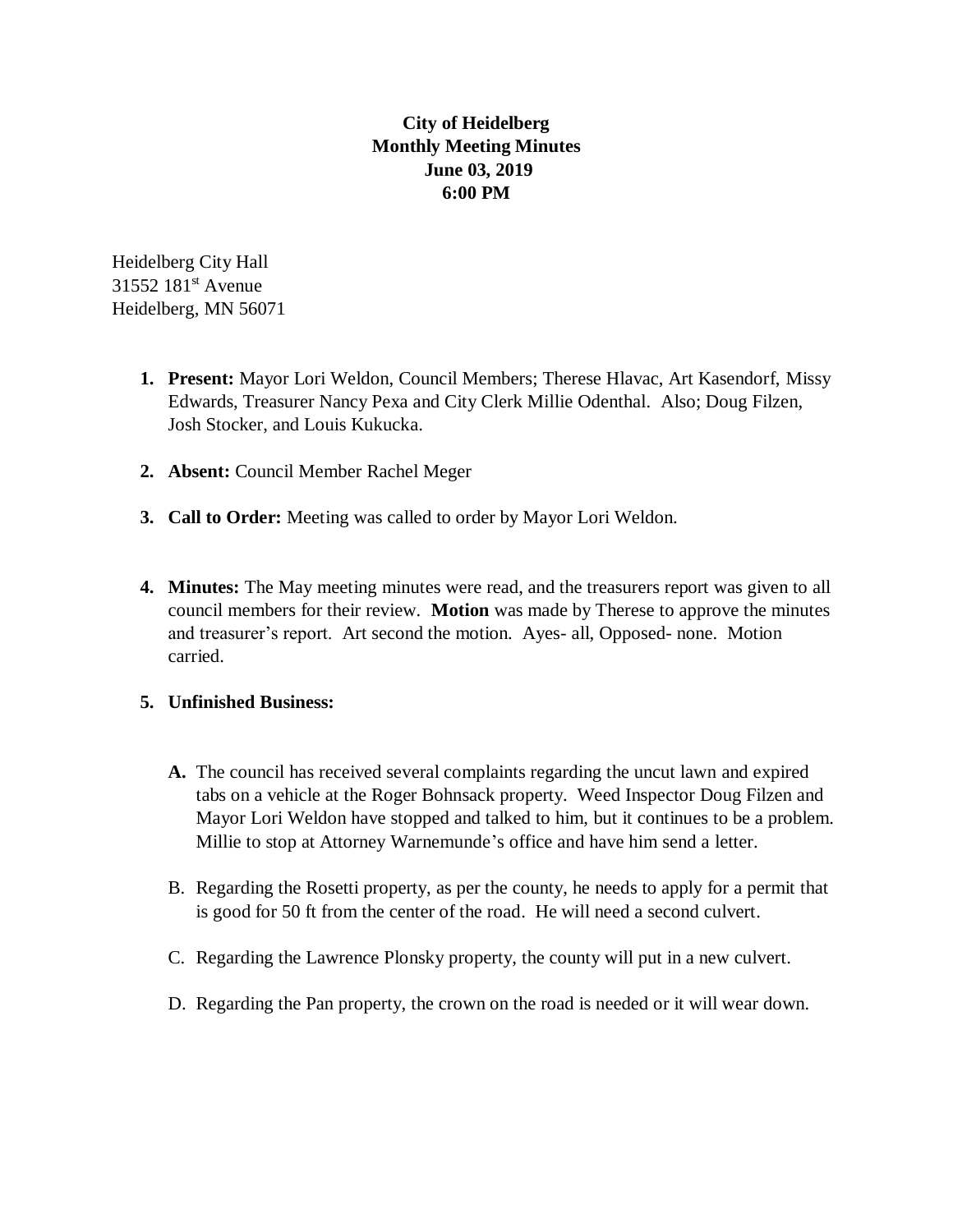**City of Heidelberg**
**Monthly Meeting Minutes**
**June 03, 2019**
**6:00 PM**

Heidelberg City Hall
31552 181st Avenue
Heidelberg, MN 56071

1. **Present:** Mayor Lori Weldon, Council Members; Therese Hlavac, Art Kasendorf, Missy Edwards, Treasurer Nancy Pexa and City Clerk Millie Odenthal. Also; Doug Filzen, Josh Stocker, and Louis Kukucka.

2. **Absent:** Council Member Rachel Meger

3. **Call to Order:** Meeting was called to order by Mayor Lori Weldon.

4. **Minutes:** The May meeting minutes were read, and the treasurers report was given to all council members for their review. **Motion** was made by Therese to approve the minutes and treasurer's report. Art second the motion. Ayes- all, Opposed- none. Motion carried.

5. **Unfinished Business:**

   **A.** The council has received several complaints regarding the uncut lawn and expired tabs on a vehicle at the Roger Bohnsack property. Weed Inspector Doug Filzen and Mayor Lori Weldon have stopped and talked to him, but it continues to be a problem. Millie to stop at Attorney Warnemunde's office and have him send a letter.

   B. Regarding the Rosetti property, as per the county, he needs to apply for a permit that is good for 50 ft from the center of the road. He will need a second culvert.

   C. Regarding the Lawrence Plonsky property, the county will put in a new culvert.

   D. Regarding the Pan property, the crown on the road is needed or it will wear down.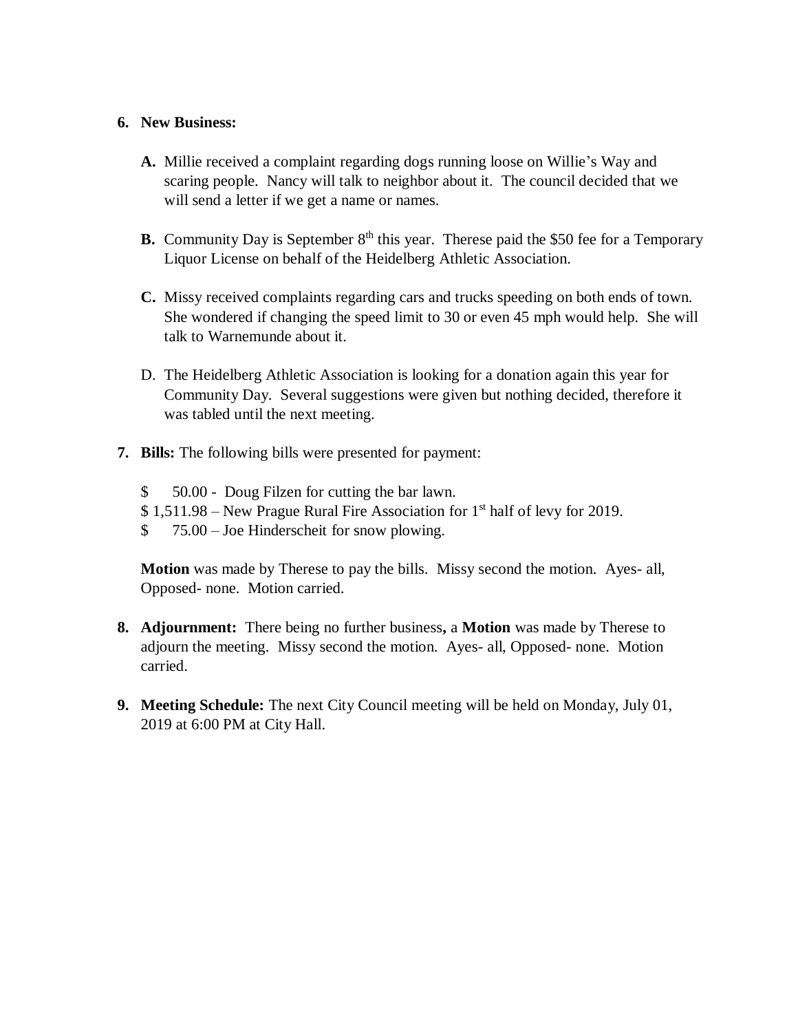**6. New Business:**

**A.** Millie received a complaint regarding dogs running loose on Willie's Way and scaring people. Nancy will talk to neighbor about it. The council decided that we will send a letter if we get a name or names.

**B.** Community Day is September 8th this year. Therese paid the $50 fee for a Temporary Liquor License on behalf of the Heidelberg Athletic Association.

**C.** Missy received complaints regarding cars and trucks speeding on both ends of town. She wondered if changing the speed limit to 30 or even 45 mph would help. She will talk to Warnemunde about it.

D. The Heidelberg Athletic Association is looking for a donation again this year for Community Day. Several suggestions were given but nothing decided, therefore it was tabled until the next meeting.

**7. Bills:** The following bills were presented for payment:

$ 50.00 - Doug Filzen for cutting the bar lawn.
$ 1,511.98 – New Prague Rural Fire Association for 1st half of levy for 2019.
$ 75.00 – Joe Hinderscheit for snow plowing.

**Motion** was made by Therese to pay the bills. Missy second the motion. Ayes- all, Opposed- none. Motion carried.

**8. Adjournment:** There being no further business**,** a **Motion** was made by Therese to adjourn the meeting. Missy second the motion. Ayes- all, Opposed- none. Motion carried.

**9. Meeting Schedule:** The next City Council meeting will be held on Monday, July 01, 2019 at 6:00 PM at City Hall.